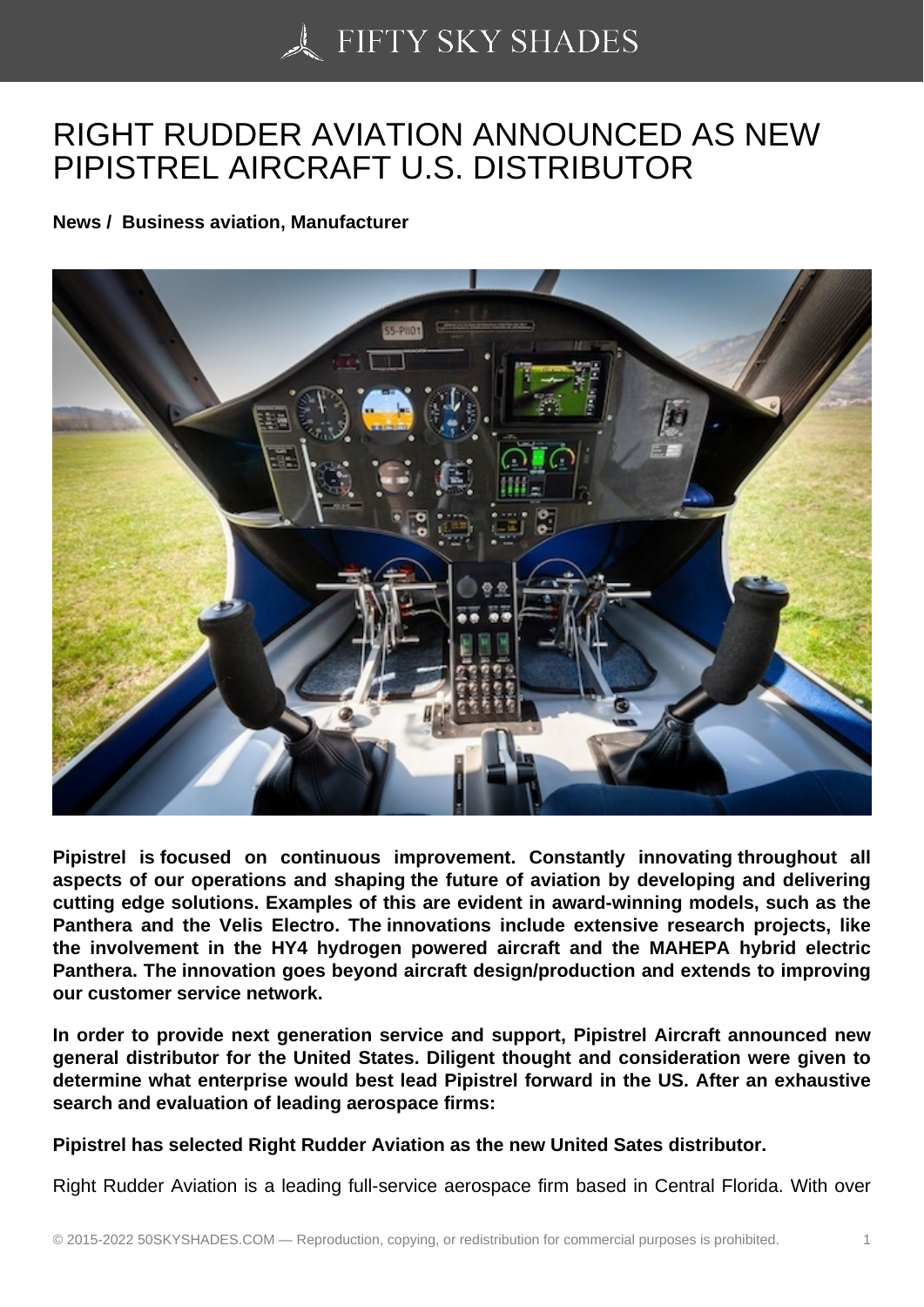# RIGHT RUDDER AVIATION ANNOUNCED AS NEW PIPISTREL AIRCRAFT U.S. DISTRIBUTOR

**News / Business aviation, Manufacturer**

**Pipistrel is focused on continuous improvement. Constantly innovating throughout all aspects of our operations and shaping the future of aviation by developing and delivering cutting edge solutions. Examples of this are evident in award-winning models, such as the Panthera and the Velis Electro. The innovations include extensive research projects, like the involvement in the HY4 hydrogen powered aircraft and the MAHEPA hybrid electric Panthera. The innovation goes beyond aircraft design/production and extends to improving our customer service network.**

**In order to provide next generation service and support, Pipistrel Aircraft announced new general distributor for the United States. Diligent thought and consideration were given to determine what enterprise would best lead Pipistrel forward in the US. After an exhaustive search and evaluation of leading aerospace firms:**

**Pipistrel has selected Right Rudder Aviation as the new United Sates distributor.**

Right Rudder Aviation is a leading full-service aerospace firm based in Central Florida. With over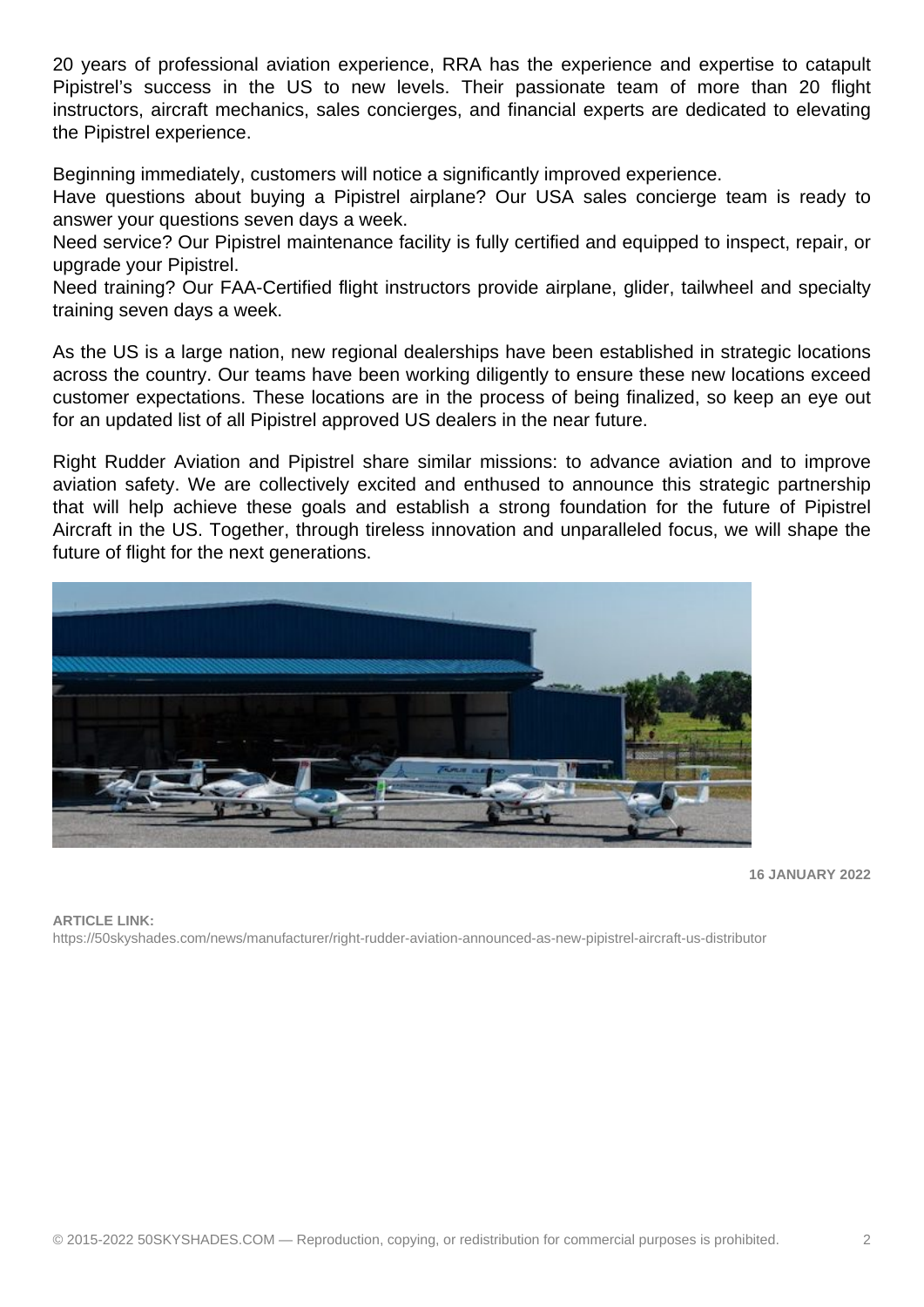20 years of professional aviation experience, RRA has the experience and expertise to catapult Pipistrel's success in the US to new levels. Their passionate team of more than 20 flight instructors, aircraft mechanics, sales concierges, and financial experts are dedicated to elevating the Pipistrel experience.

Beginning immediately, customers will notice a significantly improved experience.
Have questions about buying a Pipistrel airplane? Our USA sales concierge team is ready to answer your questions seven days a week.
Need service? Our Pipistrel maintenance facility is fully certified and equipped to inspect, repair, or upgrade your Pipistrel.
Need training? Our FAA-Certified flight instructors provide airplane, glider, tailwheel and specialty training seven days a week.

As the US is a large nation, new regional dealerships have been established in strategic locations across the country. Our teams have been working diligently to ensure these new locations exceed customer expectations. These locations are in the process of being finalized, so keep an eye out for an updated list of all Pipistrel approved US dealers in the near future.

Right Rudder Aviation and Pipistrel share similar missions: to advance aviation and to improve aviation safety. We are collectively excited and enthused to announce this strategic partnership that will help achieve these goals and establish a strong foundation for the future of Pipistrel Aircraft in the US. Together, through tireless innovation and unparalleled focus, we will shape the future of flight for the next generations.

**16 JANUARY 2022**

**ARTICLE LINK:**
https://50skyshades.com/news/manufacturer/right-rudder-aviation-announced-as-new-pipistrel-aircraft-us-distributor